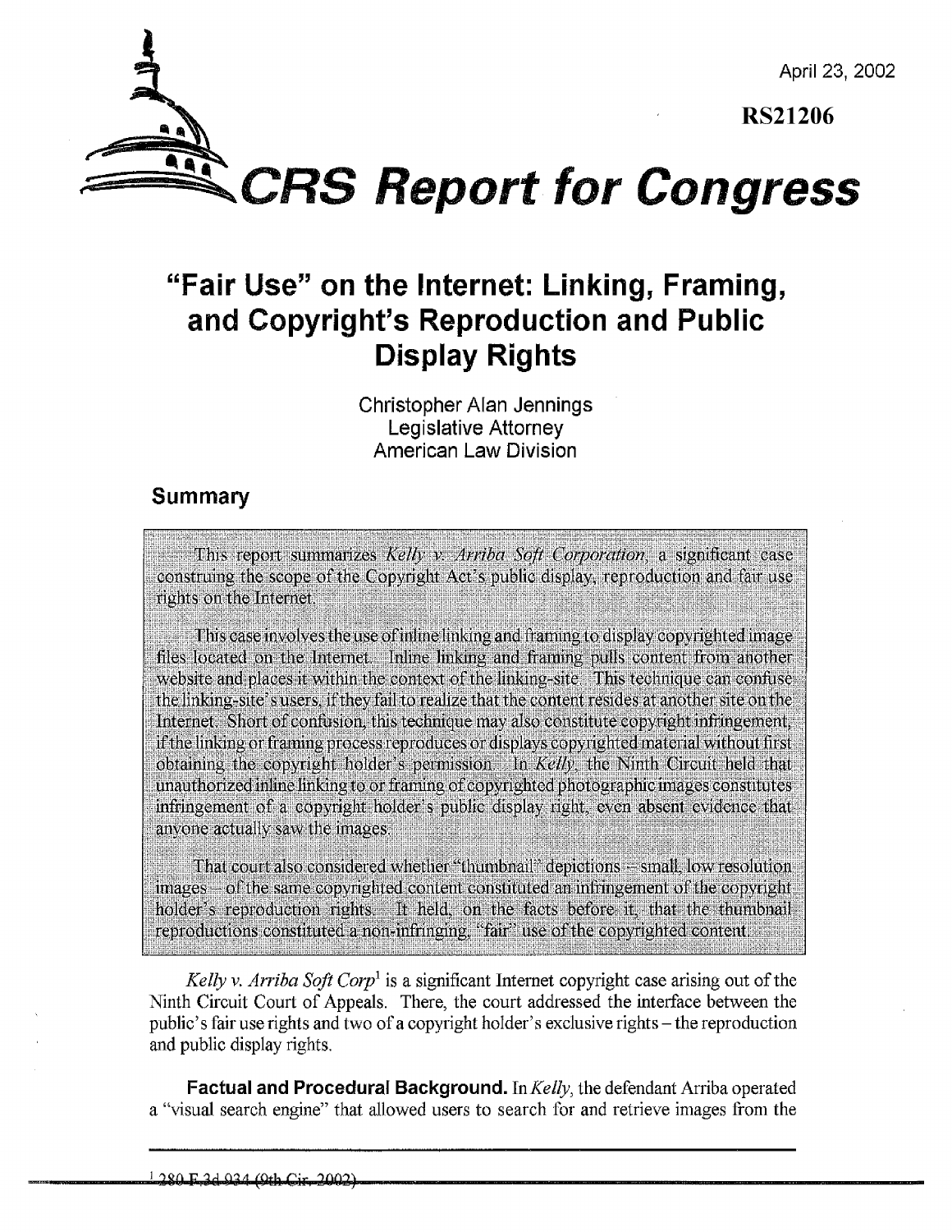April 23, 2002

**RS21206**

# CRS Report for Congress

## "Fair Use" on the Internet: Linking, Framing, and Copyright's Reproduction and Public Display Rights

Christopher Alan Jennings
Legislative Attorney
American Law Division

### Summary

This report summarizes *Kelly v. Arriba Soft Corporation*, a significant case construing the scope of the Copyright Act's public display, reproduction and fair use rights on the Internet.

This case involves the use of inline linking and framing to display copyrighted image files located on the Internet. Inline linking and framing pulls content from another website and places it within the context of the linking-site. This technique can confuse the linking-site's users, if they fail to realize that the content resides at another site on the Internet. Short of confusion, this technique may also constitute copyright infringement, if the linking or framing process reproduces or displays copyrighted material without first obtaining the copyright holder's permission. In *Kelly*, the Ninth Circuit held that unauthorized inline linking to or framing of copyrighted photographic images constitutes infringement of a copyright holder's public display right, even absent evidence that anyone actually saw the images.

That court also considered whether "thumbnail" depictions – small, low resolution images – of the same copyrighted content constituted an infringement of the copyright holder's reproduction rights. It held, on the facts before it, that the thumbnail reproductions constituted a non-infringing, "fair" use of the copyrighted content.

*Kelly v. Arriba Soft Corp*[1] is a significant Internet copyright case arising out of the Ninth Circuit Court of Appeals. There, the court addressed the interface between the public's fair use rights and two of a copyright holder's exclusive rights – the reproduction and public display rights.

**Factual and Procedural Background.** In *Kelly*, the defendant Arriba operated a "visual search engine" that allowed users to search for and retrieve images from the

---

[1] 280 F.3d 934 (9th Cir. 2002).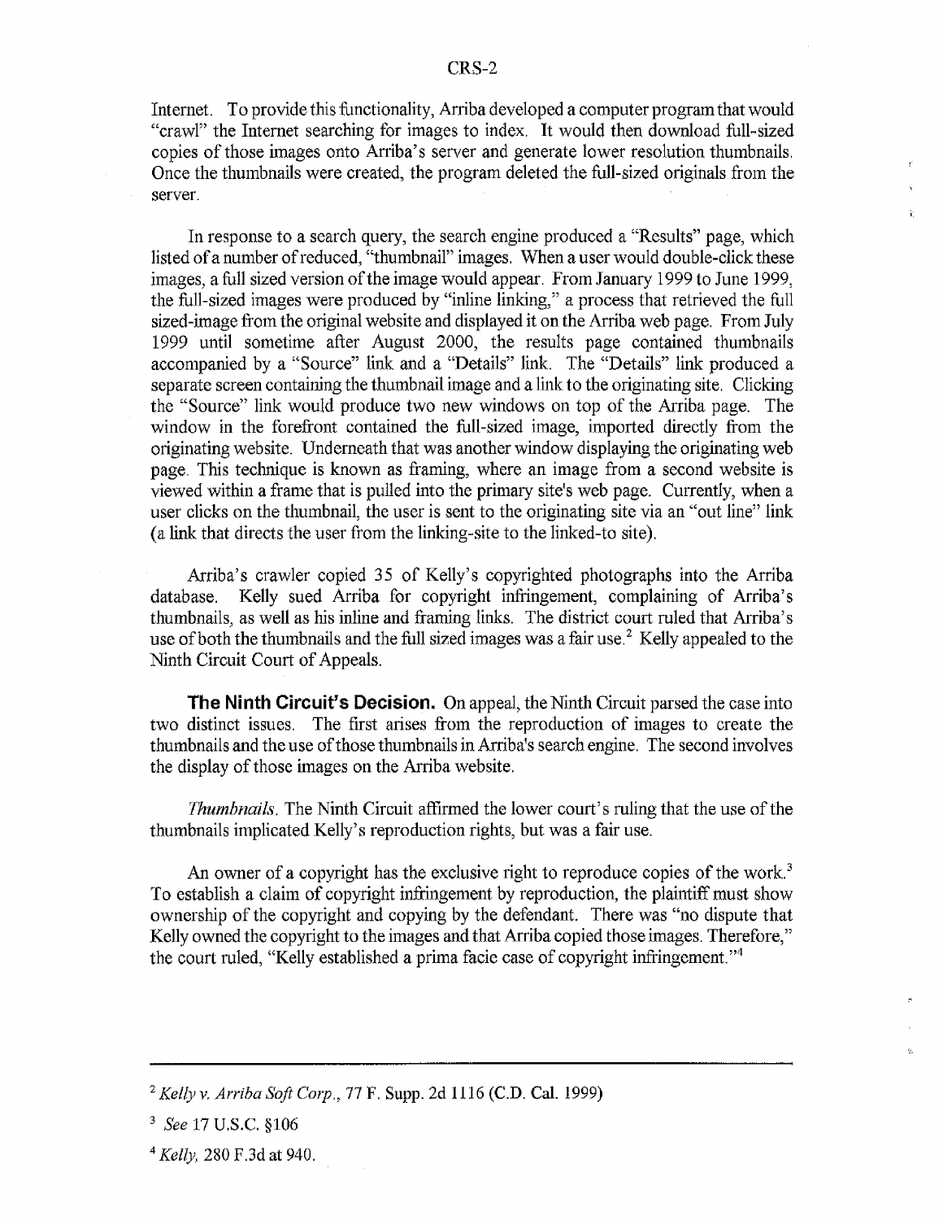Internet. To provide this functionality, Arriba developed a computer program that would "crawl" the Internet searching for images to index. It would then download full-sized copies of those images onto Arriba's server and generate lower resolution thumbnails. Once the thumbnails were created, the program deleted the full-sized originals from the server.

In response to a search query, the search engine produced a "Results" page, which listed of a number of reduced, "thumbnail" images. When a user would double-click these images, a full sized version of the image would appear. From January 1999 to June 1999, the full-sized images were produced by "inline linking," a process that retrieved the full sized-image from the original website and displayed it on the Arriba web page. From July 1999 until sometime after August 2000, the results page contained thumbnails accompanied by a "Source" link and a "Details" link. The "Details" link produced a separate screen containing the thumbnail image and a link to the originating site. Clicking the "Source" link would produce two new windows on top of the Arriba page. The window in the forefront contained the full-sized image, imported directly from the originating website. Underneath that was another window displaying the originating web page. This technique is known as framing, where an image from a second website is viewed within a frame that is pulled into the primary site's web page. Currently, when a user clicks on the thumbnail, the user is sent to the originating site via an "out line" link (a link that directs the user from the linking-site to the linked-to site).

Arriba's crawler copied 35 of Kelly's copyrighted photographs into the Arriba database. Kelly sued Arriba for copyright infringement, complaining of Arriba's thumbnails, as well as his inline and framing links. The district court ruled that Arriba's use of both the thumbnails and the full sized images was a fair use.[2] Kelly appealed to the Ninth Circuit Court of Appeals.

**The Ninth Circuit's Decision.** On appeal, the Ninth Circuit parsed the case into two distinct issues. The first arises from the reproduction of images to create the thumbnails and the use of those thumbnails in Arriba's search engine. The second involves the display of those images on the Arriba website.

*Thumbnails.* The Ninth Circuit affirmed the lower court's ruling that the use of the thumbnails implicated Kelly's reproduction rights, but was a fair use.

An owner of a copyright has the exclusive right to reproduce copies of the work.[3] To establish a claim of copyright infringement by reproduction, the plaintiff must show ownership of the copyright and copying by the defendant. There was "no dispute that Kelly owned the copyright to the images and that Arriba copied those images. Therefore," the court ruled, "Kelly established a prima facie case of copyright infringement."[4]

---

[2] *Kelly v. Arriba Soft Corp.*, 77 F. Supp. 2d 1116 (C.D. Cal. 1999)

[3] *See* 17 U.S.C. §106

[4] *Kelly*, 280 F.3d at 940.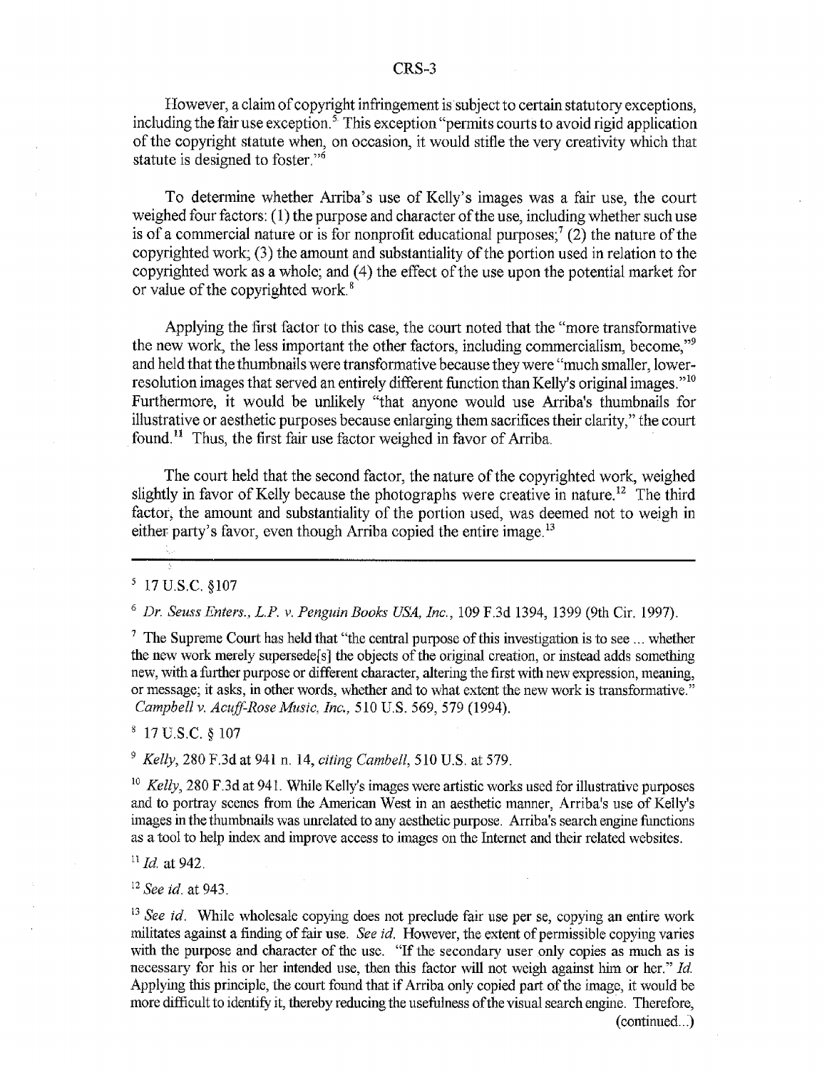However, a claim of copyright infringement is subject to certain statutory exceptions, including the fair use exception.[5] This exception "permits courts to avoid rigid application of the copyright statute when, on occasion, it would stifle the very creativity which that statute is designed to foster."[6]

To determine whether Arriba's use of Kelly's images was a fair use, the court weighed four factors: (1) the purpose and character of the use, including whether such use is of a commercial nature or is for nonprofit educational purposes;[7] (2) the nature of the copyrighted work; (3) the amount and substantiality of the portion used in relation to the copyrighted work as a whole; and (4) the effect of the use upon the potential market for or value of the copyrighted work.[8]

Applying the first factor to this case, the court noted that the "more transformative the new work, the less important the other factors, including commercialism, become,"[9] and held that the thumbnails were transformative because they were "much smaller, lower-resolution images that served an entirely different function than Kelly's original images."[10] Furthermore, it would be unlikely "that anyone would use Arriba's thumbnails for illustrative or aesthetic purposes because enlarging them sacrifices their clarity," the court found.[11] Thus, the first fair use factor weighed in favor of Arriba.

The court held that the second factor, the nature of the copyrighted work, weighed slightly in favor of Kelly because the photographs were creative in nature.[12] The third factor, the amount and substantiality of the portion used, was deemed not to weigh in either party's favor, even though Arriba copied the entire image.[13]

---

[5] 17 U.S.C. §107

[6] *Dr. Seuss Enters., L.P. v. Penguin Books USA, Inc.*, 109 F.3d 1394, 1399 (9th Cir. 1997).

[7] The Supreme Court has held that "the central purpose of this investigation is to see ... whether the new work merely supersede[s] the objects of the original creation, or instead adds something new, with a further purpose or different character, altering the first with new expression, meaning, or message; it asks, in other words, whether and to what extent the new work is transformative." *Campbell v. Acuff-Rose Music, Inc.*, 510 U.S. 569, 579 (1994).

[8] 17 U.S.C. § 107

[9] *Kelly*, 280 F.3d at 941 n. 14, *citing Cambell*, 510 U.S. at 579.

[10] *Kelly*, 280 F.3d at 941. While Kelly's images were artistic works used for illustrative purposes and to portray scenes from the American West in an aesthetic manner, Arriba's use of Kelly's images in the thumbnails was unrelated to any aesthetic purpose. Arriba's search engine functions as a tool to help index and improve access to images on the Internet and their related websites.

[11] *Id.* at 942.

[12] *See id.* at 943.

[13] *See id.* While wholesale copying does not preclude fair use per se, copying an entire work militates against a finding of fair use. *See id.* However, the extent of permissible copying varies with the purpose and character of the use. "If the secondary user only copies as much as is necessary for his or her intended use, then this factor will not weigh against him or her." *Id.* Applying this principle, the court found that if Arriba only copied part of the image, it would be more difficult to identify it, thereby reducing the usefulness of the visual search engine. Therefore, (continued...)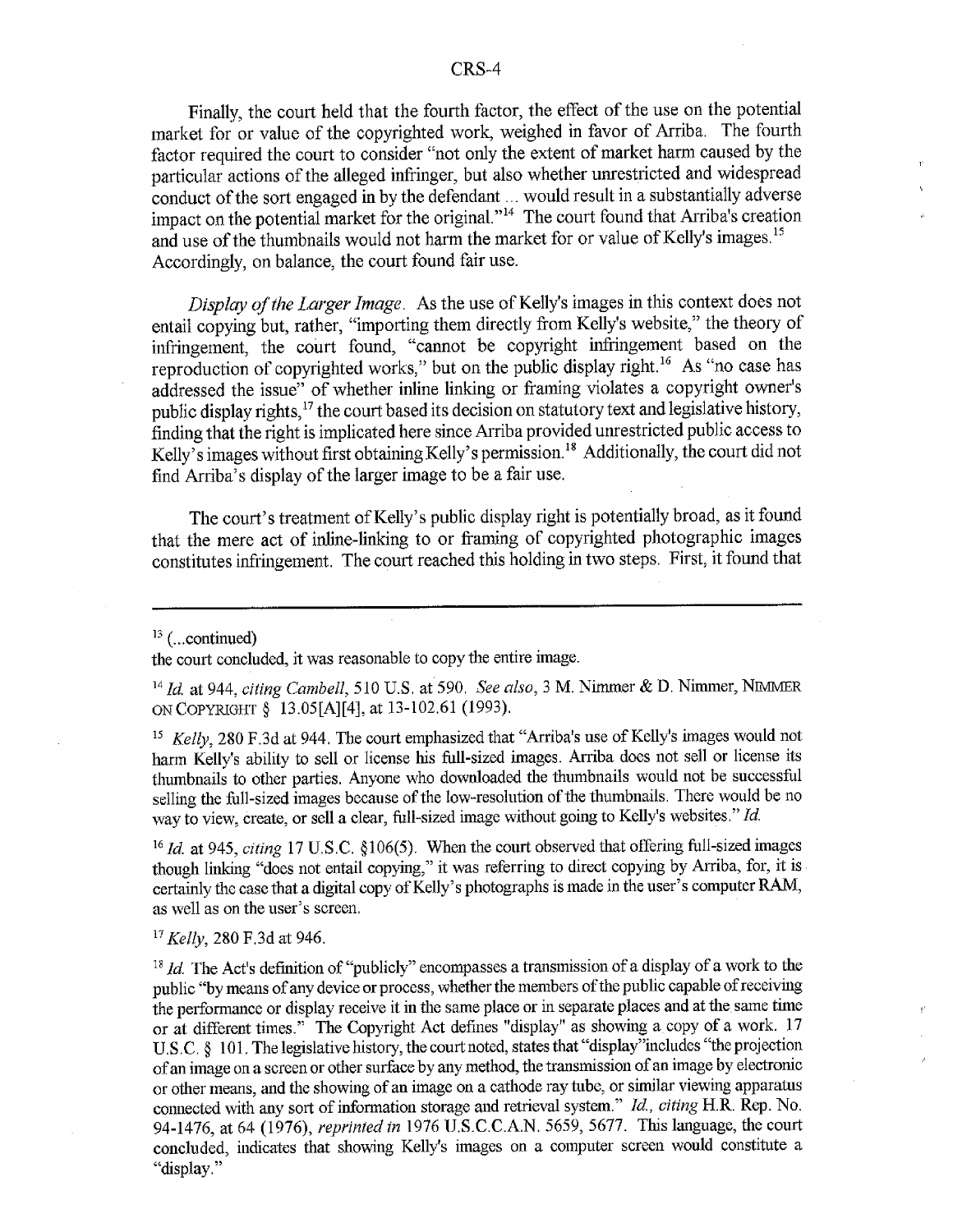Finally, the court held that the fourth factor, the effect of the use on the potential market for or value of the copyrighted work, weighed in favor of Arriba. The fourth factor required the court to consider "not only the extent of market harm caused by the particular actions of the alleged infringer, but also whether unrestricted and widespread conduct of the sort engaged in by the defendant ... would result in a substantially adverse impact on the potential market for the original."[14] The court found that Arriba's creation and use of the thumbnails would not harm the market for or value of Kelly's images.[15] Accordingly, on balance, the court found fair use.

*Display of the Larger Image.* As the use of Kelly's images in this context does not entail copying but, rather, "importing them directly from Kelly's website," the theory of infringement, the court found, "cannot be copyright infringement based on the reproduction of copyrighted works," but on the public display right.[16] As "no case has addressed the issue" of whether inline linking or framing violates a copyright owner's public display rights,[17] the court based its decision on statutory text and legislative history, finding that the right is implicated here since Arriba provided unrestricted public access to Kelly's images without first obtaining Kelly's permission.[18] Additionally, the court did not find Arriba's display of the larger image to be a fair use.

The court's treatment of Kelly's public display right is potentially broad, as it found that the mere act of inline-linking to or framing of copyrighted photographic images constitutes infringement. The court reached this holding in two steps. First, it found that

---

[13] (...continued)
the court concluded, it was reasonable to copy the entire image.

[14] *Id.* at 944, *citing Cambell*, 510 U.S. at 590. *See also*, 3 M. Nimmer & D. Nimmer, NIMMER ON COPYRIGHT § 13.05[A][4], at 13-102.61 (1993).

[15] *Kelly*, 280 F.3d at 944. The court emphasized that "Arriba's use of Kelly's images would not harm Kelly's ability to sell or license his full-sized images. Arriba does not sell or license its thumbnails to other parties. Anyone who downloaded the thumbnails would not be successful selling the full-sized images because of the low-resolution of the thumbnails. There would be no way to view, create, or sell a clear, full-sized image without going to Kelly's websites." *Id.*

[16] *Id.* at 945, *citing* 17 U.S.C. §106(5). When the court observed that offering full-sized images though linking "does not entail copying," it was referring to direct copying by Arriba, for, it is certainly the case that a digital copy of Kelly's photographs is made in the user's computer RAM, as well as on the user's screen.

[17] *Kelly*, 280 F.3d at 946.

[18] *Id.* The Act's definition of "publicly" encompasses a transmission of a display of a work to the public "by means of any device or process, whether the members of the public capable of receiving the performance or display receive it in the same place or in separate places and at the same time or at different times." The Copyright Act defines "display" as showing a copy of a work. 17 U.S.C. § 101. The legislative history, the court noted, states that "display" includes "the projection of an image on a screen or other surface by any method, the transmission of an image by electronic or other means, and the showing of an image on a cathode ray tube, or similar viewing apparatus connected with any sort of information storage and retrieval system." *Id.*, *citing* H.R. Rep. No. 94-1476, at 64 (1976), *reprinted in* 1976 U.S.C.C.A.N. 5659, 5677. This language, the court concluded, indicates that showing Kelly's images on a computer screen would constitute a "display."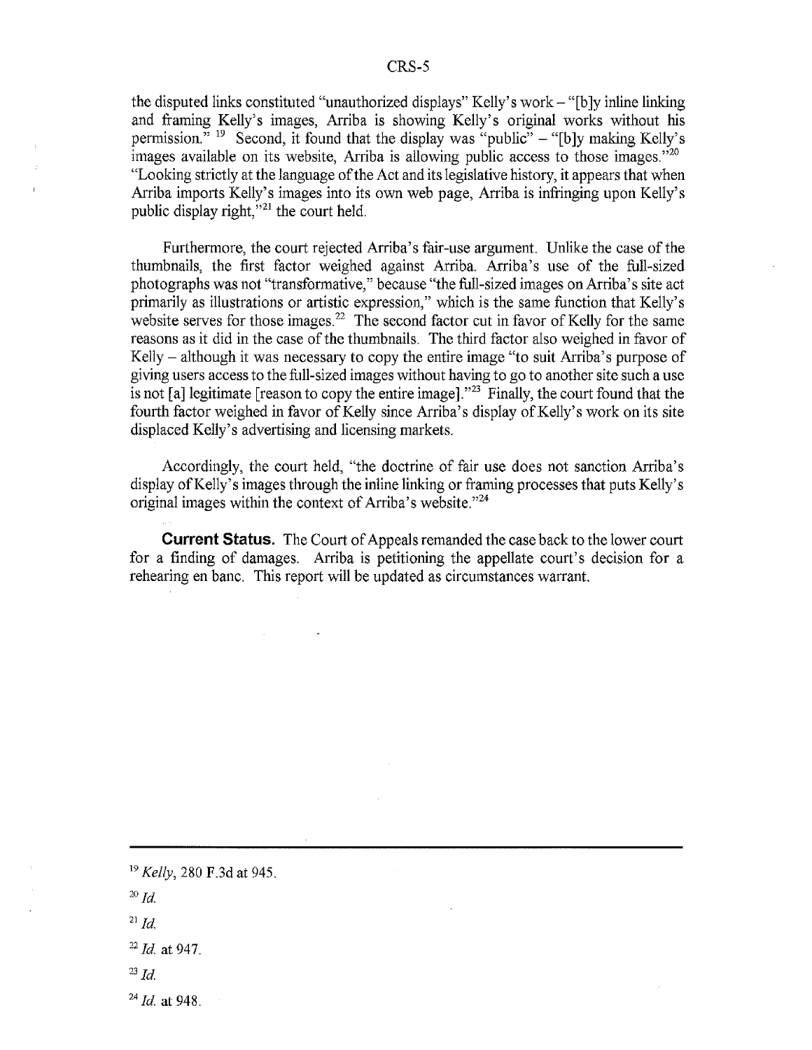the disputed links constituted "unauthorized displays" Kelly's work – "[b]y inline linking and framing Kelly's images, Arriba is showing Kelly's original works without his permission."[19] Second, it found that the display was "public" – "[b]y making Kelly's images available on its website, Arriba is allowing public access to those images."[20] "Looking strictly at the language of the Act and its legislative history, it appears that when Arriba imports Kelly's images into its own web page, Arriba is infringing upon Kelly's public display right,"[21] the court held.

Furthermore, the court rejected Arriba's fair-use argument. Unlike the case of the thumbnails, the first factor weighed against Arriba. Arriba's use of the full-sized photographs was not "transformative," because "the full-sized images on Arriba's site act primarily as illustrations or artistic expression," which is the same function that Kelly's website serves for those images.[22] The second factor cut in favor of Kelly for the same reasons as it did in the case of the thumbnails. The third factor also weighed in favor of Kelly – although it was necessary to copy the entire image "to suit Arriba's purpose of giving users access to the full-sized images without having to go to another site such a use is not [a] legitimate [reason to copy the entire image]."[23] Finally, the court found that the fourth factor weighed in favor of Kelly since Arriba's display of Kelly's work on its site displaced Kelly's advertising and licensing markets.

Accordingly, the court held, "the doctrine of fair use does not sanction Arriba's display of Kelly's images through the inline linking or framing processes that puts Kelly's original images within the context of Arriba's website."[24]

**Current Status.** The Court of Appeals remanded the case back to the lower court for a finding of damages. Arriba is petitioning the appellate court's decision for a rehearing en banc. This report will be updated as circumstances warrant.

---

[19] *Kelly*, 280 F.3d at 945.

[20] *Id.*

[21] *Id.*

[22] *Id.* at 947.

[23] *Id.*

[24] *Id.* at 948.